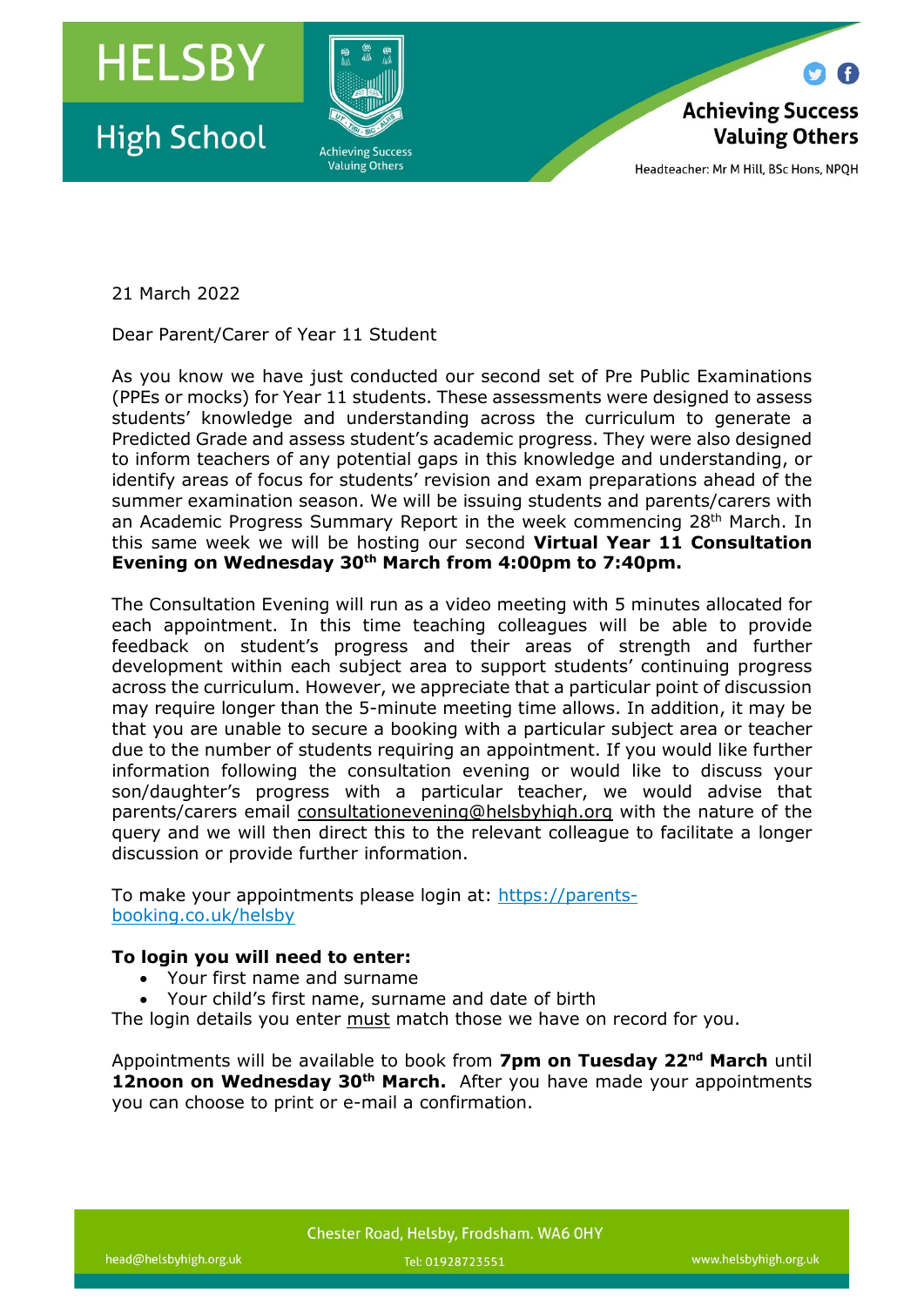21 March 2022

Dear Parent/Carer of Year 11 Student

As you know we have just conducted our second set of Pre Public Examinations (PPEs or mocks) for Year 11 students. These assessments were designed to assess students' knowledge and understanding across the curriculum to generate a Predicted Grade and assess student's academic progress. They were also designed to inform teachers of any potential gaps in this knowledge and understanding, or identify areas of focus for students' revision and exam preparations ahead of the summer examination season. We will be issuing students and parents/carers with an Academic Progress Summary Report in the week commencing 28th March. In this same week we will be hosting our second **Virtual Year 11 Consultation Evening on Wednesday 30th March from 4:00pm to 7:40pm.**

The Consultation Evening will run as a video meeting with 5 minutes allocated for each appointment. In this time teaching colleagues will be able to provide feedback on student's progress and their areas of strength and further development within each subject area to support students' continuing progress across the curriculum. However, we appreciate that a particular point of discussion may require longer than the 5-minute meeting time allows. In addition, it may be that you are unable to secure a booking with a particular subject area or teacher due to the number of students requiring an appointment. If you would like further information following the consultation evening or would like to discuss your son/daughter's progress with a particular teacher, we would advise that parents/carers email consultationevening@helsbyhigh.org with the nature of the query and we will then direct this to the relevant colleague to facilitate a longer discussion or provide further information.

To make your appointments please login at: https://parents-booking.co.uk/helsby

**To login you will need to enter:**

- Your first name and surname
- Your child's first name, surname and date of birth

The login details you enter must match those we have on record for you.

Appointments will be available to book from **7pm on Tuesday 22nd March** until **12noon on Wednesday 30th March.** After you have made your appointments you can choose to print or e-mail a confirmation.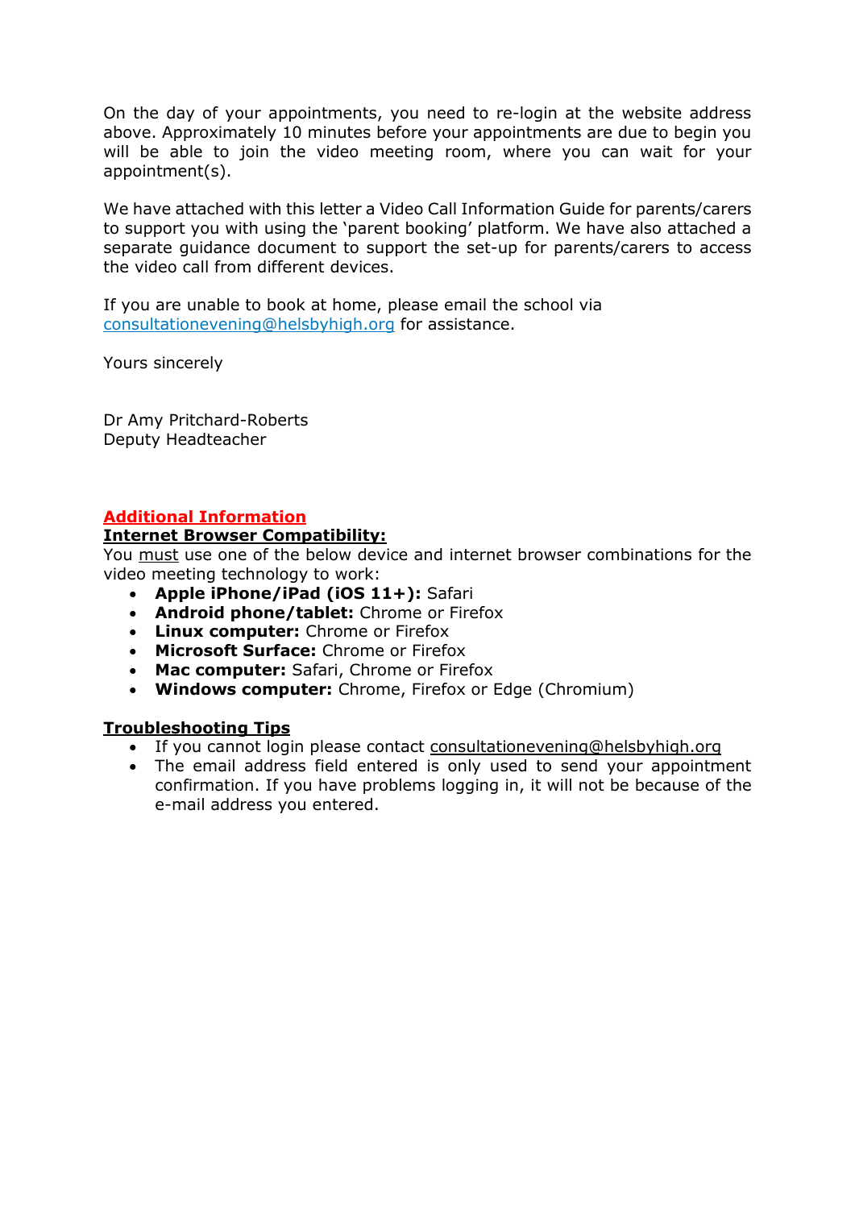On the day of your appointments, you need to re-login at the website address above. Approximately 10 minutes before your appointments are due to begin you will be able to join the video meeting room, where you can wait for your appointment(s).

We have attached with this letter a Video Call Information Guide for parents/carers to support you with using the 'parent booking' platform. We have also attached a separate guidance document to support the set-up for parents/carers to access the video call from different devices.

If you are unable to book at home, please email the school via consultationevening@helsbyhigh.org for assistance.

Yours sincerely

Dr Amy Pritchard-Roberts
Deputy Headteacher

## Additional Information

### Internet Browser Compatibility:

You must use one of the below device and internet browser combinations for the video meeting technology to work:

- **Apple iPhone/iPad (iOS 11+):** Safari
- **Android phone/tablet:** Chrome or Firefox
- **Linux computer:** Chrome or Firefox
- **Microsoft Surface:** Chrome or Firefox
- **Mac computer:** Safari, Chrome or Firefox
- **Windows computer:** Chrome, Firefox or Edge (Chromium)

### Troubleshooting Tips

- If you cannot login please contact consultationevening@helsbyhigh.org
- The email address field entered is only used to send your appointment confirmation. If you have problems logging in, it will not be because of the e-mail address you entered.